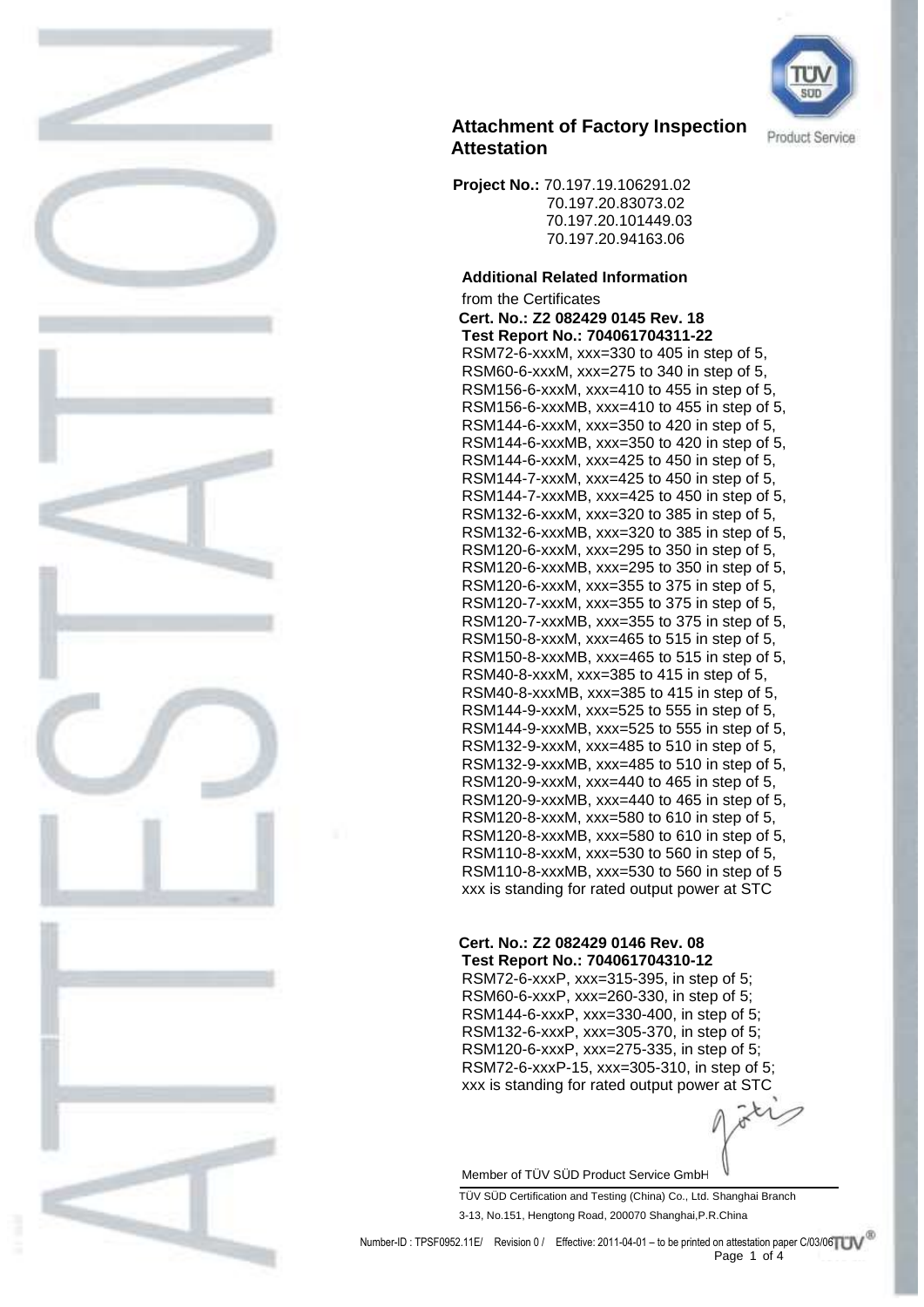# Attachment of Factory Inspection Attestation

**Project No.:** 70.197.19.106291.02
70.197.20.83073.02
70.197.20.101449.03
70.197.20.94163.06

**Additional Related Information**

from the Certificates

**Cert. No.: Z2 082429 0145 Rev. 18**
**Test Report No.: 704061704311-22**

RSM72-6-xxxM, xxx=330 to 405 in step of 5,
RSM60-6-xxxM, xxx=275 to 340 in step of 5,
RSM156-6-xxxM, xxx=410 to 455 in step of 5,
RSM156-6-xxxMB, xxx=410 to 455 in step of 5,
RSM144-6-xxxM, xxx=350 to 420 in step of 5,
RSM144-6-xxxMB, xxx=350 to 420 in step of 5,
RSM144-6-xxxM, xxx=425 to 450 in step of 5,
RSM144-7-xxxM, xxx=425 to 450 in step of 5,
RSM144-7-xxxMB, xxx=425 to 450 in step of 5,
RSM132-6-xxxM, xxx=320 to 385 in step of 5,
RSM132-6-xxxMB, xxx=320 to 385 in step of 5,
RSM120-6-xxxM, xxx=295 to 350 in step of 5,
RSM120-6-xxxMB, xxx=295 to 350 in step of 5,
RSM120-6-xxxM, xxx=355 to 375 in step of 5,
RSM120-7-xxxM, xxx=355 to 375 in step of 5,
RSM120-7-xxxMB, xxx=355 to 375 in step of 5,
RSM150-8-xxxM, xxx=465 to 515 in step of 5,
RSM150-8-xxxMB, xxx=465 to 515 in step of 5,
RSM40-8-xxxM, xxx=385 to 415 in step of 5,
RSM40-8-xxxMB, xxx=385 to 415 in step of 5,
RSM144-9-xxxM, xxx=525 to 555 in step of 5,
RSM144-9-xxxMB, xxx=525 to 555 in step of 5,
RSM132-9-xxxM, xxx=485 to 510 in step of 5,
RSM132-9-xxxMB, xxx=485 to 510 in step of 5,
RSM120-9-xxxM, xxx=440 to 465 in step of 5,
RSM120-9-xxxMB, xxx=440 to 465 in step of 5,
RSM120-8-xxxM, xxx=580 to 610 in step of 5,
RSM120-8-xxxMB, xxx=580 to 610 in step of 5,
RSM110-8-xxxM, xxx=530 to 560 in step of 5,
RSM110-8-xxxMB, xxx=530 to 560 in step of 5
xxx is standing for rated output power at STC

**Cert. No.: Z2 082429 0146 Rev. 08**
**Test Report No.: 704061704310-12**

RSM72-6-xxxP, xxx=315-395, in step of 5;
RSM60-6-xxxP, xxx=260-330, in step of 5;
RSM144-6-xxxP, xxx=330-400, in step of 5;
RSM132-6-xxxP, xxx=305-370, in step of 5;
RSM120-6-xxxP, xxx=275-335, in step of 5;
RSM72-6-xxxP-15, xxx=305-310, in step of 5;
xxx is standing for rated output power at STC

Member of TÜV SÜD Product Service GmbH

TÜV SÜD Certification and Testing (China) Co., Ltd. Shanghai Branch
3-13, No.151, Hengtong Road, 200070 Shanghai,P.R.China

Number-ID : TPSF0952.11E/ Revision 0 / Effective: 2011-04-01 – to be printed on attestation paper C/03/06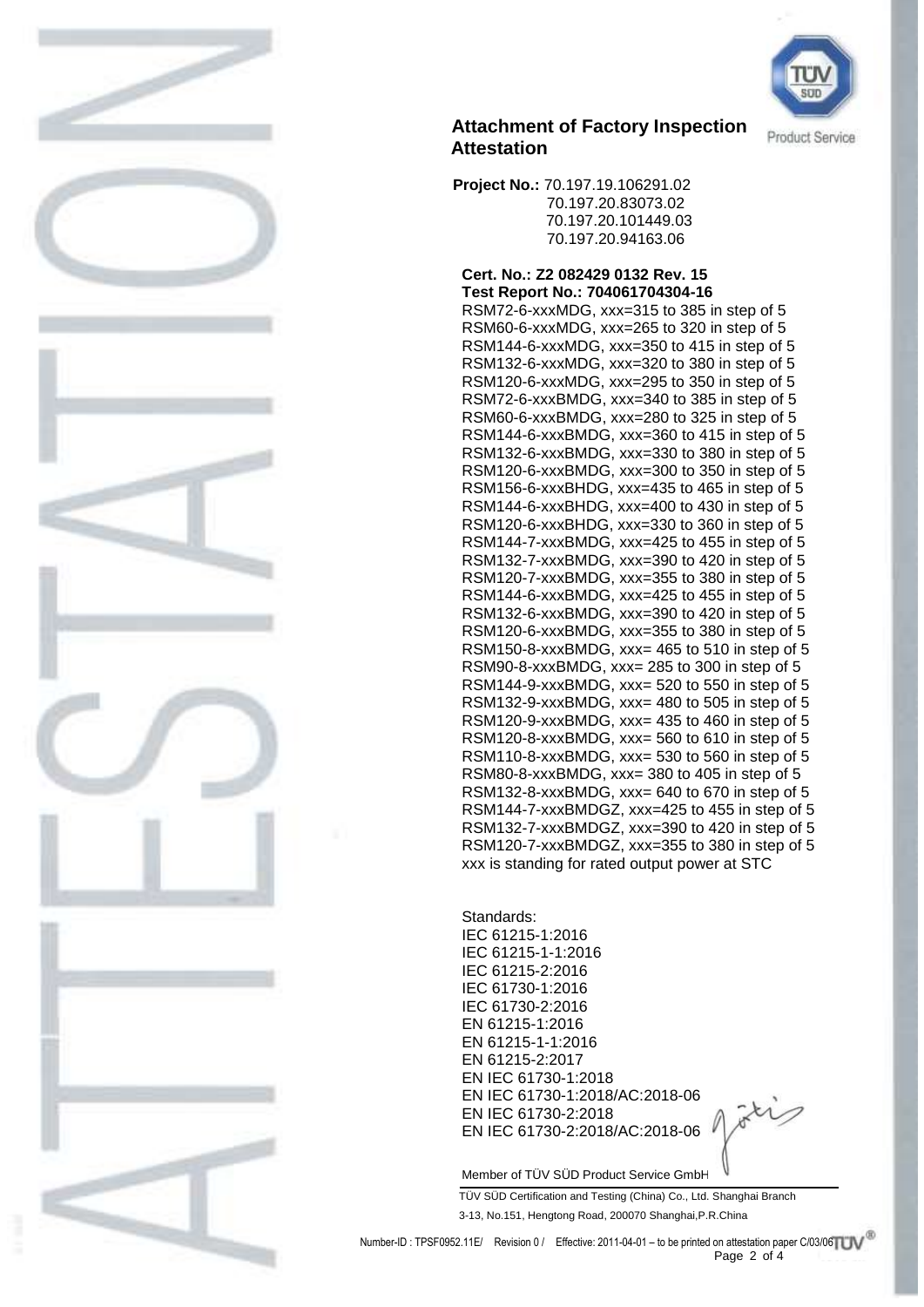# Attachment of Factory Inspection Attestation

**Project No.:** 70.197.19.106291.02
70.197.20.83073.02
70.197.20.101449.03
70.197.20.94163.06

**Cert. No.: Z2 082429 0132 Rev. 15**
**Test Report No.: 704061704304-16**

RSM72-6-xxxMDG, xxx=315 to 385 in step of 5
RSM60-6-xxxMDG, xxx=265 to 320 in step of 5
RSM144-6-xxxMDG, xxx=350 to 415 in step of 5
RSM132-6-xxxMDG, xxx=320 to 380 in step of 5
RSM120-6-xxxMDG, xxx=295 to 350 in step of 5
RSM72-6-xxxBMDG, xxx=340 to 385 in step of 5
RSM60-6-xxxBMDG, xxx=280 to 325 in step of 5
RSM144-6-xxxBMDG, xxx=360 to 415 in step of 5
RSM132-6-xxxBMDG, xxx=330 to 380 in step of 5
RSM120-6-xxxBMDG, xxx=300 to 350 in step of 5
RSM156-6-xxxBHDG, xxx=435 to 465 in step of 5
RSM144-6-xxxBHDG, xxx=400 to 430 in step of 5
RSM120-6-xxxBHDG, xxx=330 to 360 in step of 5
RSM144-7-xxxBMDG, xxx=425 to 455 in step of 5
RSM132-7-xxxBMDG, xxx=390 to 420 in step of 5
RSM120-7-xxxBMDG, xxx=355 to 380 in step of 5
RSM144-6-xxxBMDG, xxx=425 to 455 in step of 5
RSM132-6-xxxBMDG, xxx=390 to 420 in step of 5
RSM120-6-xxxBMDG, xxx=355 to 380 in step of 5
RSM150-8-xxxBMDG, xxx= 465 to 510 in step of 5
RSM90-8-xxxBMDG, xxx= 285 to 300 in step of 5
RSM144-9-xxxBMDG, xxx= 520 to 550 in step of 5
RSM132-9-xxxBMDG, xxx= 480 to 505 in step of 5
RSM120-9-xxxBMDG, xxx= 435 to 460 in step of 5
RSM120-8-xxxBMDG, xxx= 560 to 610 in step of 5
RSM110-8-xxxBMDG, xxx= 530 to 560 in step of 5
RSM80-8-xxxBMDG, xxx= 380 to 405 in step of 5
RSM132-8-xxxBMDG, xxx= 640 to 670 in step of 5
RSM144-7-xxxBMDGZ, xxx=425 to 455 in step of 5
RSM132-7-xxxBMDGZ, xxx=390 to 420 in step of 5
RSM120-7-xxxBMDGZ, xxx=355 to 380 in step of 5
xxx is standing for rated output power at STC

Standards:
IEC 61215-1:2016
IEC 61215-1-1:2016
IEC 61215-2:2016
IEC 61730-1:2016
IEC 61730-2:2016
EN 61215-1:2016
EN 61215-1-1:2016
EN 61215-2:2017
EN IEC 61730-1:2018
EN IEC 61730-1:2018/AC:2018-06
EN IEC 61730-2:2018
EN IEC 61730-2:2018/AC:2018-06

Member of TÜV SÜD Product Service GmbH

TÜV SÜD Certification and Testing (China) Co., Ltd. Shanghai Branch
3-13, No.151, Hengtong Road, 200070 Shanghai,P.R.China

Number-ID : TPSF0952.11E/ Revision 0 / Effective: 2011-04-01 – to be printed on attestation paper C/03/06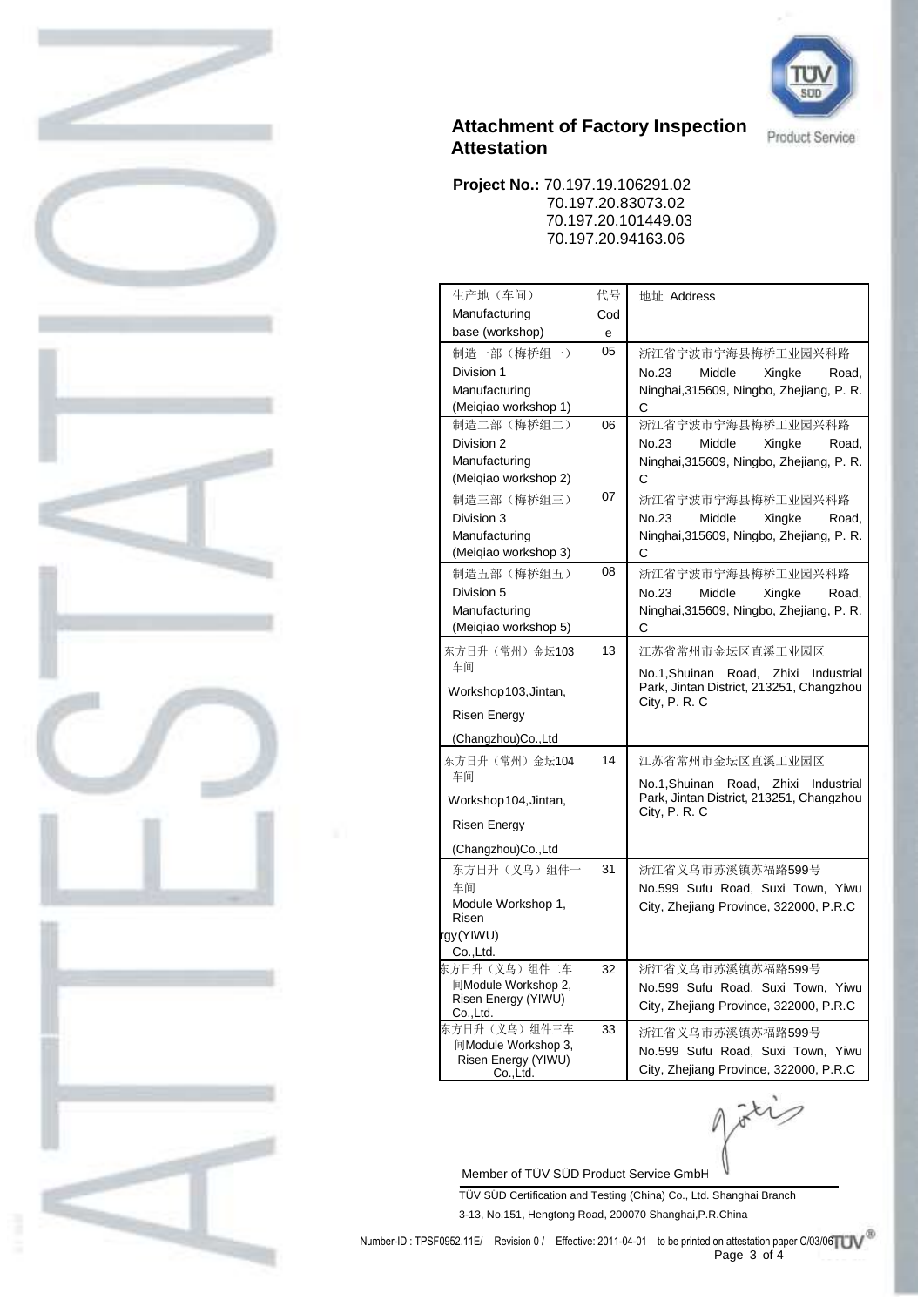## Attachment of Factory Inspection Attestation

**Project No.:** 70.197.19.106291.02
70.197.20.83073.02
70.197.20.101449.03
70.197.20.94163.06

| 生产地（车间） Manufacturing base (workshop) | 代号 Code | 地址 Address |
|---|---|---|
| 制造一部（梅桥组一） Division 1 Manufacturing (Meiqiao workshop 1) | 05 | 浙江省宁波市宁海县梅桥工业园兴科路 No.23 Middle Xingke Road, Ninghai,315609, Ningbo, Zhejiang, P. R. C |
| 制造二部（梅桥组二） Division 2 Manufacturing (Meiqiao workshop 2) | 06 | 浙江省宁波市宁海县梅桥工业园兴科路 No.23 Middle Xingke Road, Ninghai,315609, Ningbo, Zhejiang, P. R. C |
| 制造三部（梅桥组三） Division 3 Manufacturing (Meiqiao workshop 3) | 07 | 浙江省宁波市宁海县梅桥工业园兴科路 No.23 Middle Xingke Road, Ninghai,315609, Ningbo, Zhejiang, P. R. C |
| 制造五部（梅桥组五） Division 5 Manufacturing (Meiqiao workshop 5) | 08 | 浙江省宁波市宁海县梅桥工业园兴科路 No.23 Middle Xingke Road, Ninghai,315609, Ningbo, Zhejiang, P. R. C |
| 东方日升（常州）金坛103车间 Workshop103,Jintan, Risen Energy (Changzhou)Co.,Ltd | 13 | 江苏省常州市金坛区直溪工业园区 No.1,Shuinan Road, Zhixi Industrial Park, Jintan District, 213251, Changzhou City, P. R. C |
| 东方日升（常州）金坛104车间 Workshop104,Jintan, Risen Energy (Changzhou)Co.,Ltd | 14 | 江苏省常州市金坛区直溪工业园区 No.1,Shuinan Road, Zhixi Industrial Park, Jintan District, 213251, Changzhou City, P. R. C |
| 东方日升（义乌）组件一车间 Module Workshop 1, Risen rgy(YIWU) Co.,Ltd. | 31 | 浙江省义乌市苏溪镇苏福路599号 No.599 Sufu Road, Suxi Town, Yiwu City, Zhejiang Province, 322000, P.R.C |
| 东方日升（义乌）组件二车间Module Workshop 2, Risen Energy (YIWU) Co.,Ltd. | 32 | 浙江省义乌市苏溪镇苏福路599号 No.599 Sufu Road, Suxi Town, Yiwu City, Zhejiang Province, 322000, P.R.C |
| 东方日升（义乌）组件三车间Module Workshop 3, Risen Energy (YIWU) Co.,Ltd. | 33 | 浙江省义乌市苏溪镇苏福路599号 No.599 Sufu Road, Suxi Town, Yiwu City, Zhejiang Province, 322000, P.R.C |

Member of TÜV SÜD Product Service GmbH

TÜV SÜD Certification and Testing (China) Co., Ltd. Shanghai Branch
3-13, No.151, Hengtong Road, 200070 Shanghai,P.R.China

Number-ID : TPSF0952.11E/ Revision 0 / Effective: 2011-04-01 – to be printed on attestation paper C/03/06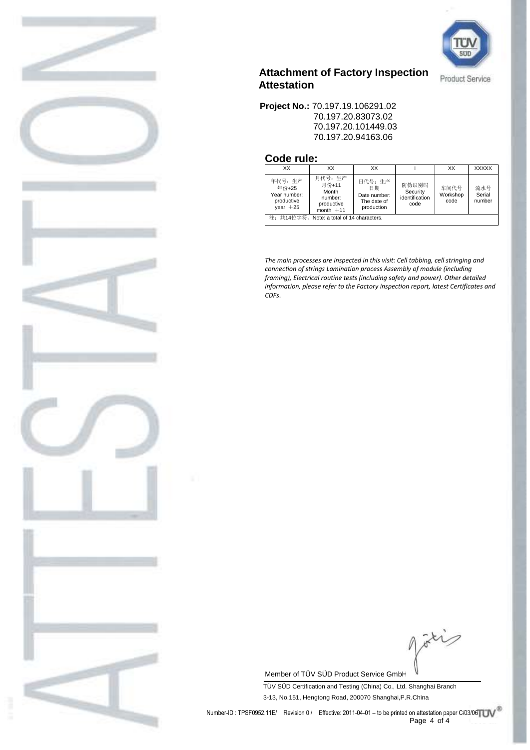## Attachment of Factory Inspection Attestation

Product Service

**Project No.:** 70.197.19.106291.02
70.197.20.83073.02
70.197.20.101449.03
70.197.20.94163.06

### Code rule:

| XX | XX | XX | I | XX | XXXXX |
|---|---|---|---|---|---|
| 年代号：生产年份+25 Year number: productive year ＋25 | 月代号：生产月份+11 Month number: productive month ＋11 | 日代号：生产日期 Date number: The date of production | 防伪识别码 Security identification code | 车间代号 Workshop code | 流水号 Serial number |
| 注：共14位字符。Note: a total of 14 characters. | | | | | |

*The main processes are inspected in this visit: Cell tabbing, cell stringing and connection of strings Lamination process Assembly of module (including framing), Electrical routine tests (including safety and power). Other detailed information, please refer to the Factory inspection report, latest Certificates and CDFs.*

Member of TÜV SÜD Product Service GmbH

TÜV SÜD Certification and Testing (China) Co., Ltd. Shanghai Branch
3-13, No.151, Hengtong Road, 200070 Shanghai,P.R.China

Number-ID : TPSF0952.11E/ Revision 0 / Effective: 2011-04-01 – to be printed on attestation paper C/03/06